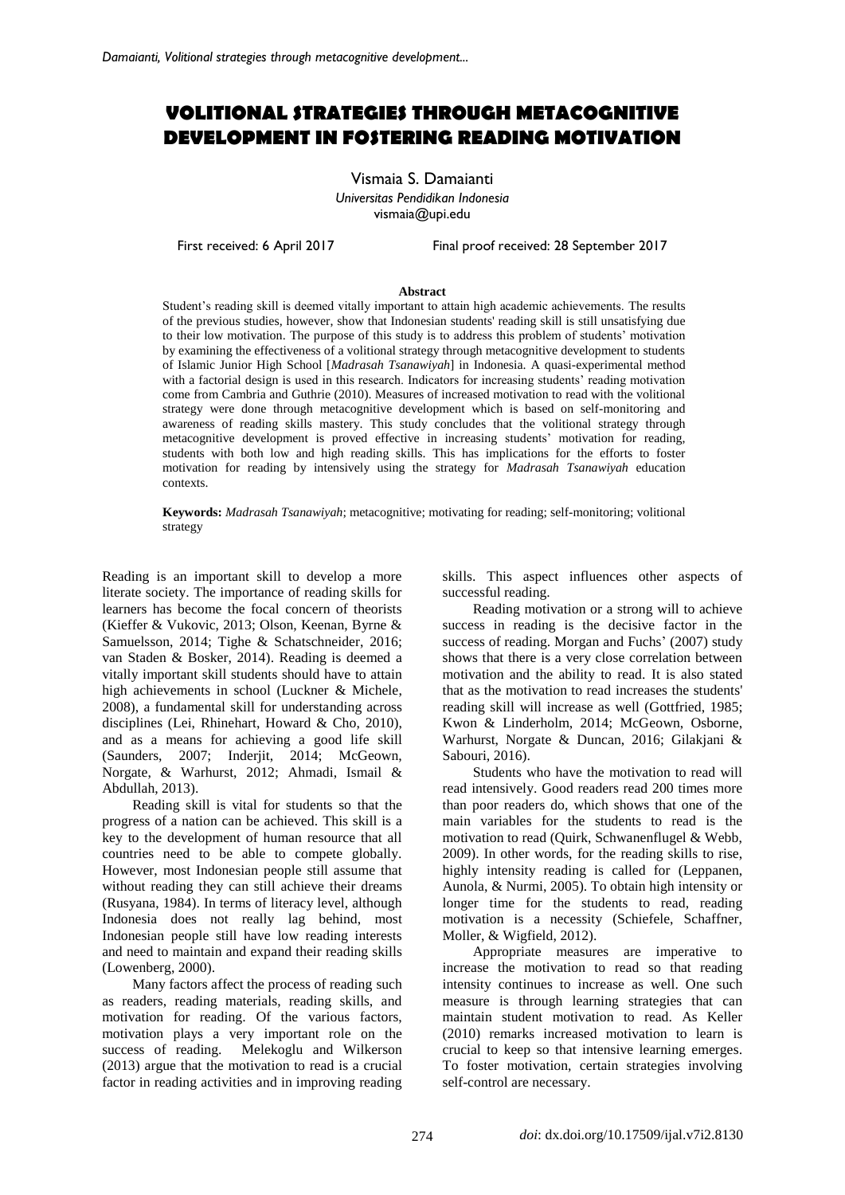# VOLITIONAL STRATEGIES THROUGH METACOGNITIVE DEVELOPMENT IN FOSTERING READING MOTIVATION

Vismaia S. Damaianti
*Universitas Pendidikan Indonesia*
vismaia@upi.edu

First received: 6 April 2017 Final proof received: 28 September 2017

**Abstract**

Student's reading skill is deemed vitally important to attain high academic achievements. The results of the previous studies, however, show that Indonesian students' reading skill is still unsatisfying due to their low motivation. The purpose of this study is to address this problem of students' motivation by examining the effectiveness of a volitional strategy through metacognitive development to students of Islamic Junior High School [*Madrasah Tsanawiyah*] in Indonesia. A quasi-experimental method with a factorial design is used in this research. Indicators for increasing students' reading motivation come from Cambria and Guthrie (2010). Measures of increased motivation to read with the volitional strategy were done through metacognitive development which is based on self-monitoring and awareness of reading skills mastery. This study concludes that the volitional strategy through metacognitive development is proved effective in increasing students' motivation for reading, students with both low and high reading skills. This has implications for the efforts to foster motivation for reading by intensively using the strategy for *Madrasah Tsanawiyah* education contexts.

**Keywords:** *Madrasah Tsanawiyah*; metacognitive; motivating for reading; self-monitoring; volitional strategy

Reading is an important skill to develop a more literate society. The importance of reading skills for learners has become the focal concern of theorists (Kieffer & Vukovic, 2013; Olson, Keenan, Byrne & Samuelsson, 2014; Tighe & Schatschneider, 2016; van Staden & Bosker, 2014). Reading is deemed a vitally important skill students should have to attain high achievements in school (Luckner & Michele, 2008), a fundamental skill for understanding across disciplines (Lei, Rhinehart, Howard & Cho, 2010), and as a means for achieving a good life skill (Saunders, 2007; Inderjit, 2014; McGeown, Norgate, & Warhurst, 2012; Ahmadi, Ismail & Abdullah, 2013).

Reading skill is vital for students so that the progress of a nation can be achieved. This skill is a key to the development of human resource that all countries need to be able to compete globally. However, most Indonesian people still assume that without reading they can still achieve their dreams (Rusyana, 1984). In terms of literacy level, although Indonesia does not really lag behind, most Indonesian people still have low reading interests and need to maintain and expand their reading skills (Lowenberg, 2000).

Many factors affect the process of reading such as readers, reading materials, reading skills, and motivation for reading. Of the various factors, motivation plays a very important role on the success of reading. Melekoglu and Wilkerson (2013) argue that the motivation to read is a crucial factor in reading activities and in improving reading skills. This aspect influences other aspects of successful reading.

Reading motivation or a strong will to achieve success in reading is the decisive factor in the success of reading. Morgan and Fuchs' (2007) study shows that there is a very close correlation between motivation and the ability to read. It is also stated that as the motivation to read increases the students' reading skill will increase as well (Gottfried, 1985; Kwon & Linderholm, 2014; McGeown, Osborne, Warhurst, Norgate & Duncan, 2016; Gilakjani & Sabouri, 2016).

Students who have the motivation to read will read intensively. Good readers read 200 times more than poor readers do, which shows that one of the main variables for the students to read is the motivation to read (Quirk, Schwanenflugel & Webb, 2009). In other words, for the reading skills to rise, highly intensity reading is called for (Leppanen, Aunola, & Nurmi, 2005). To obtain high intensity or longer time for the students to read, reading motivation is a necessity (Schiefele, Schaffner, Moller, & Wigfield, 2012).

Appropriate measures are imperative to increase the motivation to read so that reading intensity continues to increase as well. One such measure is through learning strategies that can maintain student motivation to read. As Keller (2010) remarks increased motivation to learn is crucial to keep so that intensive learning emerges. To foster motivation, certain strategies involving self-control are necessary.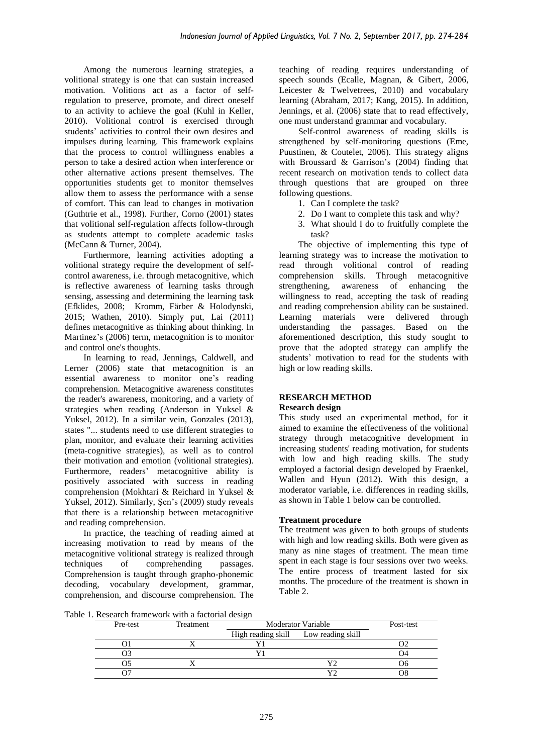Among the numerous learning strategies, a volitional strategy is one that can sustain increased motivation. Volitions act as a factor of self-regulation to preserve, promote, and direct oneself to an activity to achieve the goal (Kuhl in Keller, 2010). Volitional control is exercised through students' activities to control their own desires and impulses during learning. This framework explains that the process to control willingness enables a person to take a desired action when interference or other alternative actions present themselves. The opportunities students get to monitor themselves allow them to assess the performance with a sense of comfort. This can lead to changes in motivation (Guthtrie et al., 1998). Further, Corno (2001) states that volitional self-regulation affects follow-through as students attempt to complete academic tasks (McCann & Turner, 2004).

Furthermore, learning activities adopting a volitional strategy require the development of self-control awareness, i.e. through metacognitive, which is reflective awareness of learning tasks through sensing, assessing and determining the learning task (Efklides, 2008; Kromm, Färber & Holodynski, 2015; Wathen, 2010). Simply put, Lai (2011) defines metacognitive as thinking about thinking. In Martinez's (2006) term, metacognition is to monitor and control one's thoughts.

In learning to read, Jennings, Caldwell, and Lerner (2006) state that metacognition is an essential awareness to monitor one's reading comprehension. Metacognitive awareness constitutes the reader's awareness, monitoring, and a variety of strategies when reading (Anderson in Yuksel & Yuksel, 2012). In a similar vein, Gonzales (2013), states "... students need to use different strategies to plan, monitor, and evaluate their learning activities (meta-cognitive strategies), as well as to control their motivation and emotion (volitional strategies). Furthermore, readers' metacognitive ability is positively associated with success in reading comprehension (Mokhtari & Reichard in Yuksel & Yuksel, 2012). Similarly, Şen's (2009) study reveals that there is a relationship between metacognitive and reading comprehension.

In practice, the teaching of reading aimed at increasing motivation to read by means of the metacognitive volitional strategy is realized through techniques of comprehending passages. Comprehension is taught through grapho-phonemic decoding, vocabulary development, grammar, comprehension, and discourse comprehension. The teaching of reading requires understanding of speech sounds (Ecalle, Magnan, & Gibert, 2006, Leicester & Twelvetrees, 2010) and vocabulary learning (Abraham, 2017; Kang, 2015). In addition, Jennings, et al. (2006) state that to read effectively, one must understand grammar and vocabulary.

Self-control awareness of reading skills is strengthened by self-monitoring questions (Eme, Puustinen, & Coutelet, 2006). This strategy aligns with Broussard & Garrison's (2004) finding that recent research on motivation tends to collect data through questions that are grouped on three following questions.

1. Can I complete the task?
2. Do I want to complete this task and why?
3. What should I do to fruitfully complete the task?

The objective of implementing this type of learning strategy was to increase the motivation to read through volitional control of reading comprehension skills. Through metacognitive strengthening, awareness of enhancing the willingness to read, accepting the task of reading and reading comprehension ability can be sustained. Learning materials were delivered through understanding the passages. Based on the aforementioned description, this study sought to prove that the adopted strategy can amplify the students' motivation to read for the students with high or low reading skills.

## RESEARCH METHOD

### Research design

This study used an experimental method, for it aimed to examine the effectiveness of the volitional strategy through metacognitive development in increasing students' reading motivation, for students with low and high reading skills. The study employed a factorial design developed by Fraenkel, Wallen and Hyun (2012). With this design, a moderator variable, i.e. differences in reading skills, as shown in Table 1 below can be controlled.

### Treatment procedure

The treatment was given to both groups of students with high and low reading skills. Both were given as many as nine stages of treatment. The mean time spent in each stage is four sessions over two weeks. The entire process of treatment lasted for six months. The procedure of the treatment is shown in Table 2.

Table 1. Research framework with a factorial design

| Pre-test | Treatment | Moderator Variable | | Post-test |
|---|---|---|---|---|
| | | High reading skill | Low reading skill | |
| O1 | X | Y1 | | O2 |
| O3 | | Y1 | | O4 |
| O5 | X | | Y2 | O6 |
| O7 | | | Y2 | O8 |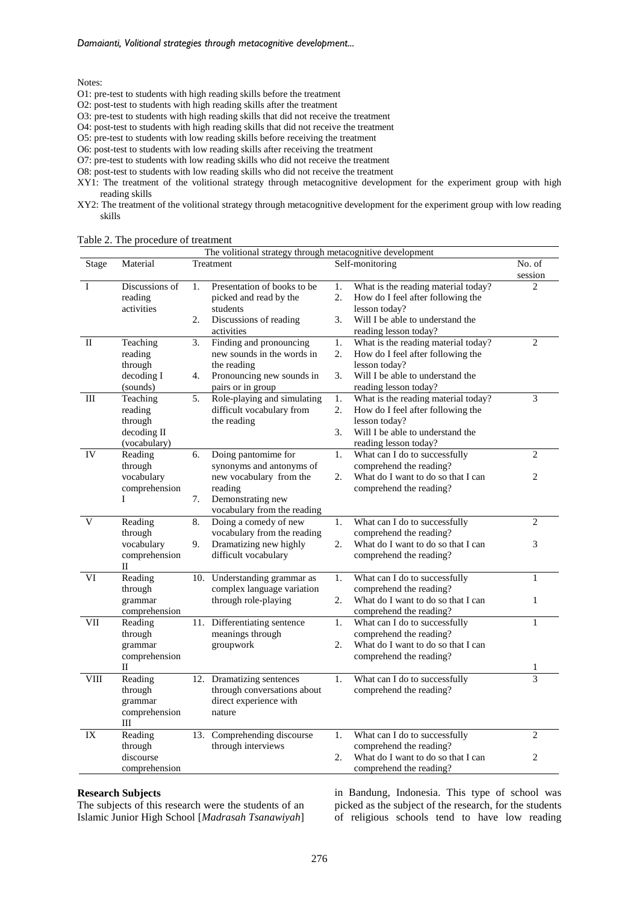Notes:

O1: pre-test to students with high reading skills before the treatment
O2: post-test to students with high reading skills after the treatment
O3: pre-test to students with high reading skills that did not receive the treatment
O4: post-test to students with high reading skills that did not receive the treatment
O5: pre-test to students with low reading skills before receiving the treatment
O6: post-test to students with low reading skills after receiving the treatment
O7: pre-test to students with low reading skills who did not receive the treatment
O8: post-test to students with low reading skills who did not receive the treatment
XY1: The treatment of the volitional strategy through metacognitive development for the experiment group with high reading skills
XY2: The treatment of the volitional strategy through metacognitive development for the experiment group with low reading skills

Table 2. The procedure of treatment

| The volitional strategy through metacognitive development | | | | |
|---|---|---|---|---|
| Stage | Material | Treatment | Self-monitoring | No. of session |
| I | Discussions of reading activities | 1. Presentation of books to be picked and read by the students<br>2. Discussions of reading activities | 1. What is the reading material today?<br>2. How do I feel after following the lesson today?<br>3. Will I be able to understand the reading lesson today? | 2 |
| II | Teaching reading through decoding I (sounds) | 3. Finding and pronouncing new sounds in the words in the reading<br>4. Pronouncing new sounds in pairs or in group | 1. What is the reading material today?<br>2. How do I feel after following the lesson today?<br>3. Will I be able to understand the reading lesson today? | 2 |
| III | Teaching reading through decoding II (vocabulary) | 5. Role-playing and simulating difficult vocabulary from the reading | 1. What is the reading material today?<br>2. How do I feel after following the lesson today?<br>3. Will I be able to understand the reading lesson today? | 3 |
| IV | Reading through vocabulary comprehension I | 6. Doing pantomime for synonyms and antonyms of new vocabulary from the reading<br>7. Demonstrating new vocabulary from the reading | 1. What can I do to successfully comprehend the reading?<br>2. What do I want to do so that I can comprehend the reading? | 2<br>2 |
| V | Reading through vocabulary comprehension II | 8. Doing a comedy of new vocabulary from the reading<br>9. Dramatizing new highly difficult vocabulary | 1. What can I do to successfully comprehend the reading?<br>2. What do I want to do so that I can comprehend the reading? | 2<br>3 |
| VI | Reading through grammar comprehension | 10. Understanding grammar as complex language variation through role-playing | 1. What can I do to successfully comprehend the reading?<br>2. What do I want to do so that I can comprehend the reading? | 1<br>1 |
| VII | Reading through grammar comprehension II | 11. Differentiating sentence meanings through groupwork | 1. What can I do to successfully comprehend the reading?<br>2. What do I want to do so that I can comprehend the reading? | 1<br>1 |
| VIII | Reading through grammar comprehension III | 12. Dramatizing sentences through conversations about direct experience with nature | 1. What can I do to successfully comprehend the reading? | 3 |
| IX | Reading through discourse comprehension | 13. Comprehending discourse through interviews | 1. What can I do to successfully comprehend the reading?<br>2. What do I want to do so that I can comprehend the reading? | 2<br>2 |

**Research Subjects**

The subjects of this research were the students of an Islamic Junior High School [*Madrasah Tsanawiyah*] in Bandung, Indonesia. This type of school was picked as the subject of the research, for the students of religious schools tend to have low reading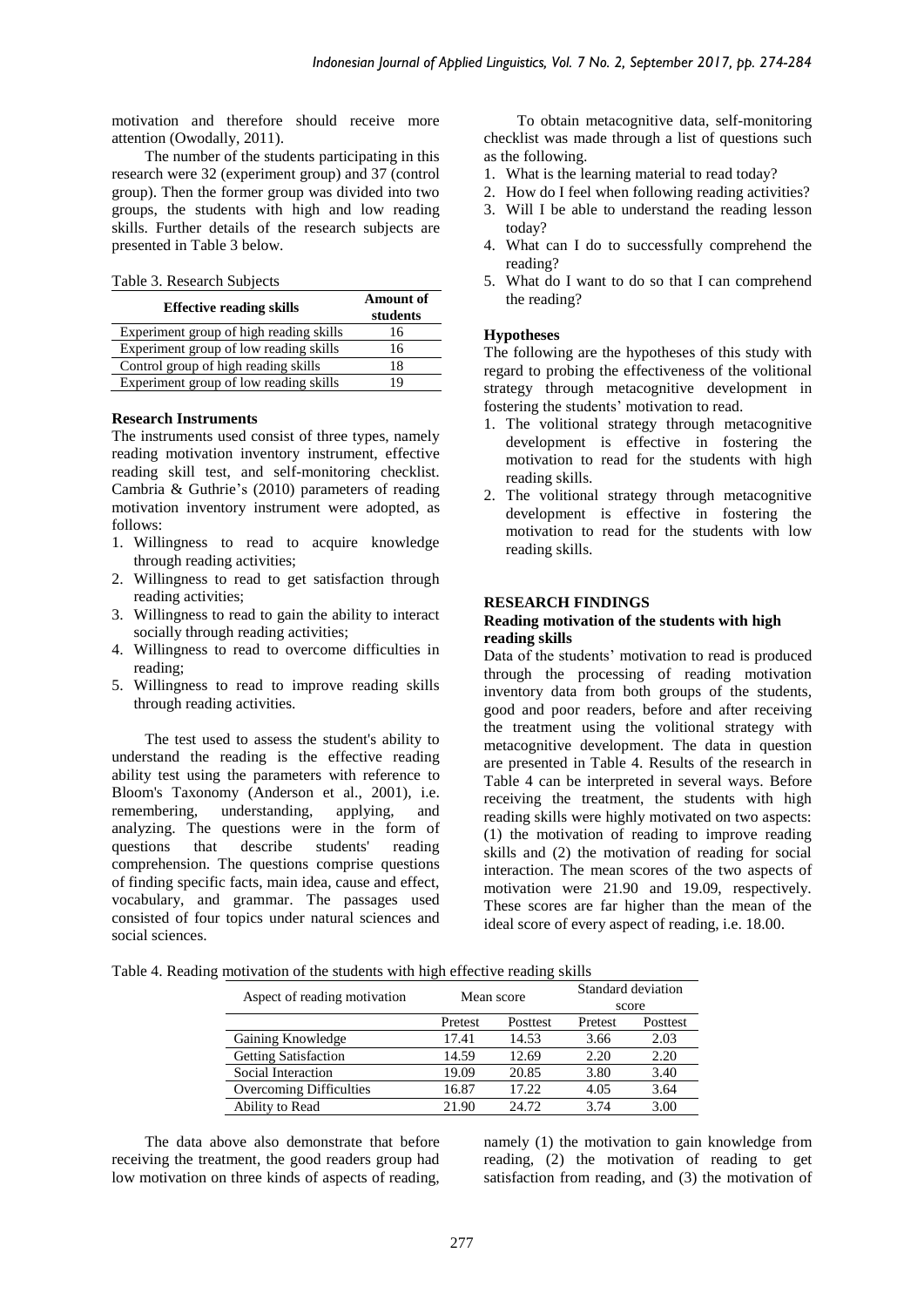motivation and therefore should receive more attention (Owodally, 2011).

The number of the students participating in this research were 32 (experiment group) and 37 (control group). Then the former group was divided into two groups, the students with high and low reading skills. Further details of the research subjects are presented in Table 3 below.

Table 3. Research Subjects

| Effective reading skills | Amount of students |
|---|---|
| Experiment group of high reading skills | 16 |
| Experiment group of low reading skills | 16 |
| Control group of high reading skills | 18 |
| Experiment group of low reading skills | 19 |

### Research Instruments

The instruments used consist of three types, namely reading motivation inventory instrument, effective reading skill test, and self-monitoring checklist. Cambria & Guthrie's (2010) parameters of reading motivation inventory instrument were adopted, as follows:

1. Willingness to read to acquire knowledge through reading activities;
2. Willingness to read to get satisfaction through reading activities;
3. Willingness to read to gain the ability to interact socially through reading activities;
4. Willingness to read to overcome difficulties in reading;
5. Willingness to read to improve reading skills through reading activities.

The test used to assess the student's ability to understand the reading is the effective reading ability test using the parameters with reference to Bloom's Taxonomy (Anderson et al., 2001), i.e. remembering, understanding, applying, and analyzing. The questions were in the form of questions that describe students' reading comprehension. The questions comprise questions of finding specific facts, main idea, cause and effect, vocabulary, and grammar. The passages used consisted of four topics under natural sciences and social sciences.

To obtain metacognitive data, self-monitoring checklist was made through a list of questions such as the following.

1. What is the learning material to read today?
2. How do I feel when following reading activities?
3. Will I be able to understand the reading lesson today?
4. What can I do to successfully comprehend the reading?
5. What do I want to do so that I can comprehend the reading?

### Hypotheses

The following are the hypotheses of this study with regard to probing the effectiveness of the volitional strategy through metacognitive development in fostering the students' motivation to read.

1. The volitional strategy through metacognitive development is effective in fostering the motivation to read for the students with high reading skills.
2. The volitional strategy through metacognitive development is effective in fostering the motivation to read for the students with low reading skills.

## RESEARCH FINDINGS

### Reading motivation of the students with high reading skills

Data of the students' motivation to read is produced through the processing of reading motivation inventory data from both groups of the students, good and poor readers, before and after receiving the treatment using the volitional strategy with metacognitive development. The data in question are presented in Table 4. Results of the research in Table 4 can be interpreted in several ways. Before receiving the treatment, the students with high reading skills were highly motivated on two aspects: (1) the motivation of reading to improve reading skills and (2) the motivation of reading for social interaction. The mean scores of the two aspects of motivation were 21.90 and 19.09, respectively. These scores are far higher than the mean of the ideal score of every aspect of reading, i.e. 18.00.

Table 4. Reading motivation of the students with high effective reading skills

| Aspect of reading motivation | Mean score | | Standard deviation score | |
|---|---|---|---|---|
| | Pretest | Posttest | Pretest | Posttest |
| Gaining Knowledge | 17.41 | 14.53 | 3.66 | 2.03 |
| Getting Satisfaction | 14.59 | 12.69 | 2.20 | 2.20 |
| Social Interaction | 19.09 | 20.85 | 3.80 | 3.40 |
| Overcoming Difficulties | 16.87 | 17.22 | 4.05 | 3.64 |
| Ability to Read | 21.90 | 24.72 | 3.74 | 3.00 |

The data above also demonstrate that before receiving the treatment, the good readers group had low motivation on three kinds of aspects of reading, namely (1) the motivation to gain knowledge from reading, (2) the motivation of reading to get satisfaction from reading, and (3) the motivation of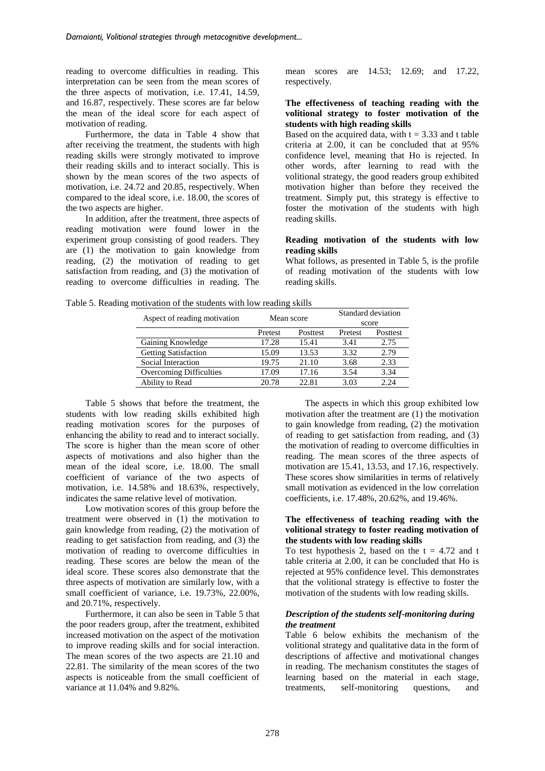reading to overcome difficulties in reading. This interpretation can be seen from the mean scores of the three aspects of motivation, i.e. 17.41, 14.59, and 16.87, respectively. These scores are far below the mean of the ideal score for each aspect of motivation of reading.

Furthermore, the data in Table 4 show that after receiving the treatment, the students with high reading skills were strongly motivated to improve their reading skills and to interact socially. This is shown by the mean scores of the two aspects of motivation, i.e. 24.72 and 20.85, respectively. When compared to the ideal score, i.e. 18.00, the scores of the two aspects are higher.

In addition, after the treatment, three aspects of reading motivation were found lower in the experiment group consisting of good readers. They are (1) the motivation to gain knowledge from reading, (2) the motivation of reading to get satisfaction from reading, and (3) the motivation of reading to overcome difficulties in reading. The mean scores are 14.53; 12.69; and 17.22, respectively.

**The effectiveness of teaching reading with the volitional strategy to foster motivation of the students with high reading skills**

Based on the acquired data, with $t = 3.33$ and t table criteria at 2.00, it can be concluded that at 95% confidence level, meaning that Ho is rejected. In other words, after learning to read with the volitional strategy, the good readers group exhibited motivation higher than before they received the treatment. Simply put, this strategy is effective to foster the motivation of the students with high reading skills.

**Reading motivation of the students with low reading skills**

What follows, as presented in Table 5, is the profile of reading motivation of the students with low reading skills.

Table 5. Reading motivation of the students with low reading skills

| Aspect of reading motivation | Mean score | | Standard deviation score | |
|---|---|---|---|---|
| | Pretest | Posttest | Pretest | Posttest |
| Gaining Knowledge | 17.28 | 15.41 | 3.41 | 2.75 |
| Getting Satisfaction | 15.09 | 13.53 | 3.32 | 2.79 |
| Social Interaction | 19.75 | 21.10 | 3.68 | 2.33 |
| Overcoming Difficulties | 17.09 | 17.16 | 3.54 | 3.34 |
| Ability to Read | 20.78 | 22.81 | 3.03 | 2.24 |

Table 5 shows that before the treatment, the students with low reading skills exhibited high reading motivation scores for the purposes of enhancing the ability to read and to interact socially. The score is higher than the mean score of other aspects of motivations and also higher than the mean of the ideal score, i.e. 18.00. The small coefficient of variance of the two aspects of motivation, i.e. 14.58% and 18.63%, respectively, indicates the same relative level of motivation.

Low motivation scores of this group before the treatment were observed in (1) the motivation to gain knowledge from reading, (2) the motivation of reading to get satisfaction from reading, and (3) the motivation of reading to overcome difficulties in reading. These scores are below the mean of the ideal score. These scores also demonstrate that the three aspects of motivation are similarly low, with a small coefficient of variance, i.e. 19.73%, 22.00%, and 20.71%, respectively.

Furthermore, it can also be seen in Table 5 that the poor readers group, after the treatment, exhibited increased motivation on the aspect of the motivation to improve reading skills and for social interaction. The mean scores of the two aspects are 21.10 and 22.81. The similarity of the mean scores of the two aspects is noticeable from the small coefficient of variance at 11.04% and 9.82%.

The aspects in which this group exhibited low motivation after the treatment are (1) the motivation to gain knowledge from reading, (2) the motivation of reading to get satisfaction from reading, and (3) the motivation of reading to overcome difficulties in reading. The mean scores of the three aspects of motivation are 15.41, 13.53, and 17.16, respectively. These scores show similarities in terms of relatively small motivation as evidenced in the low correlation coefficients, i.e. 17.48%, 20.62%, and 19.46%.

**The effectiveness of teaching reading with the volitional strategy to foster reading motivation of the students with low reading skills**

To test hypothesis 2, based on the $t = 4.72$ and t table criteria at 2.00, it can be concluded that Ho is rejected at 95% confidence level. This demonstrates that the volitional strategy is effective to foster the motivation of the students with low reading skills.

***Description of the students self-monitoring during the treatment***

Table 6 below exhibits the mechanism of the volitional strategy and qualitative data in the form of descriptions of affective and motivational changes in reading. The mechanism constitutes the stages of learning based on the material in each stage, treatments, self-monitoring questions, and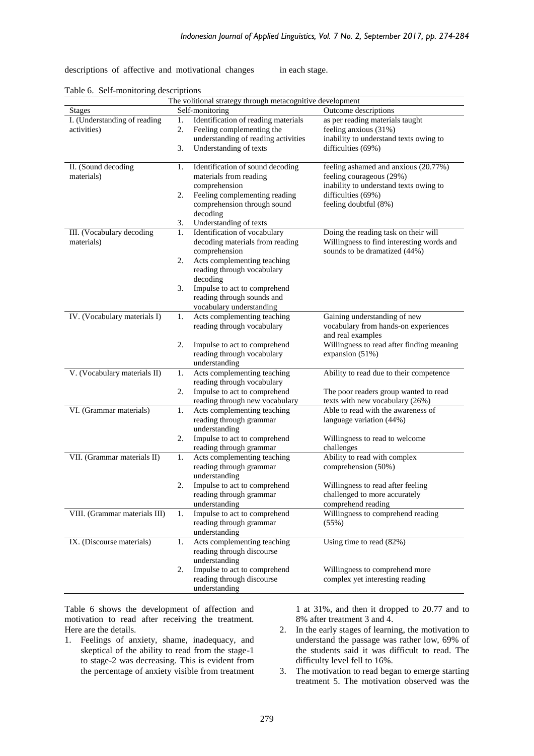descriptions of affective and motivational changes in each stage.

Table 6. Self-monitoring descriptions

| The volitional strategy through metacognitive development | | |
|---|---|---|
| Stages | Self-monitoring | Outcome descriptions |
| I. (Understanding of reading activities) | 1. Identification of reading materials<br>2. Feeling complementing the understanding of reading activities<br>3. Understanding of texts | as per reading materials taught<br>feeling anxious (31%)<br>inability to understand texts owing to difficulties (69%) |
| II. (Sound decoding materials) | 1. Identification of sound decoding materials from reading comprehension<br>2. Feeling complementing reading comprehension through sound decoding<br>3. Understanding of texts | feeling ashamed and anxious (20.77%)<br>feeling courageous (29%)<br>inability to understand texts owing to difficulties (69%)<br>feeling doubtful (8%) |
| III. (Vocabulary decoding materials) | 1. Identification of vocabulary decoding materials from reading comprehension<br>2. Acts complementing teaching reading through vocabulary decoding<br>3. Impulse to act to comprehend reading through sounds and vocabulary understanding | Doing the reading task on their will<br>Willingness to find interesting words and sounds to be dramatized (44%) |
| IV. (Vocabulary materials I) | 1. Acts complementing teaching reading through vocabulary<br>2. Impulse to act to comprehend reading through vocabulary understanding | Gaining understanding of new vocabulary from hands-on experiences and real examples<br>Willingness to read after finding meaning expansion (51%) |
| V. (Vocabulary materials II) | 1. Acts complementing teaching reading through vocabulary<br>2. Impulse to act to comprehend reading through new vocabulary | Ability to read due to their competence<br>The poor readers group wanted to read texts with new vocabulary (26%) |
| VI. (Grammar materials) | 1. Acts complementing teaching reading through grammar understanding<br>2. Impulse to act to comprehend reading through grammar | Able to read with the awareness of language variation (44%)<br>Willingness to read to welcome challenges |
| VII. (Grammar materials II) | 1. Acts complementing teaching reading through grammar understanding<br>2. Impulse to act to comprehend reading through grammar understanding | Ability to read with complex comprehension (50%)<br>Willingness to read after feeling challenged to more accurately comprehend reading |
| VIII. (Grammar materials III) | 1. Impulse to act to comprehend reading through grammar understanding | Willingness to comprehend reading (55%) |
| IX. (Discourse materials) | 1. Acts complementing teaching reading through discourse understanding<br>2. Impulse to act to comprehend reading through discourse understanding | Using time to read (82%)<br>Willingness to comprehend more complex yet interesting reading |

Table 6 shows the development of affection and motivation to read after receiving the treatment. Here are the details.

1. Feelings of anxiety, shame, inadequacy, and skeptical of the ability to read from the stage-1 to stage-2 was decreasing. This is evident from the percentage of anxiety visible from treatment 1 at 31%, and then it dropped to 20.77 and to 8% after treatment 3 and 4.
2. In the early stages of learning, the motivation to understand the passage was rather low, 69% of the students said it was difficult to read. The difficulty level fell to 16%.
3. The motivation to read began to emerge starting treatment 5. The motivation observed was the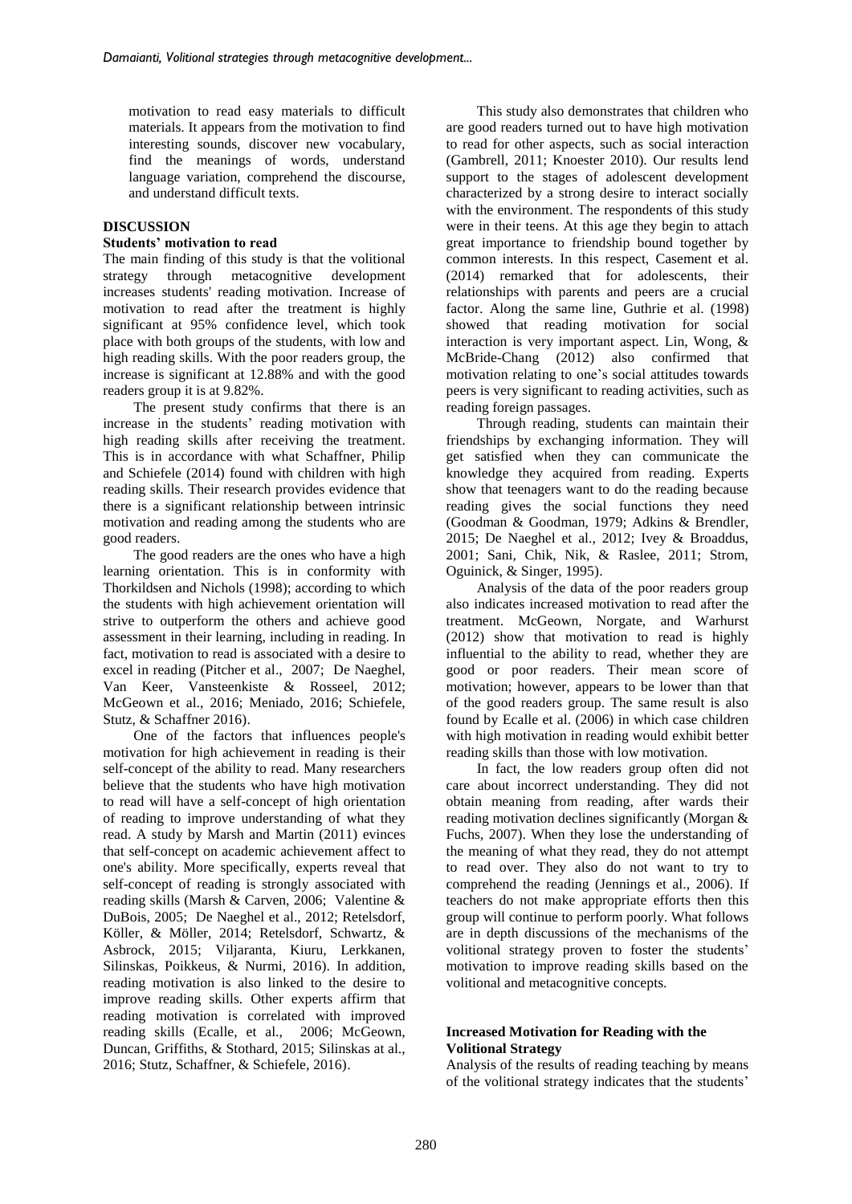motivation to read easy materials to difficult materials. It appears from the motivation to find interesting sounds, discover new vocabulary, find the meanings of words, understand language variation, comprehend the discourse, and understand difficult texts.

## DISCUSSION

### Students' motivation to read

The main finding of this study is that the volitional strategy through metacognitive development increases students' reading motivation. Increase of motivation to read after the treatment is highly significant at 95% confidence level, which took place with both groups of the students, with low and high reading skills. With the poor readers group, the increase is significant at 12.88% and with the good readers group it is at 9.82%.

The present study confirms that there is an increase in the students' reading motivation with high reading skills after receiving the treatment. This is in accordance with what Schaffner, Philip and Schiefele (2014) found with children with high reading skills. Their research provides evidence that there is a significant relationship between intrinsic motivation and reading among the students who are good readers.

The good readers are the ones who have a high learning orientation. This is in conformity with Thorkildsen and Nichols (1998); according to which the students with high achievement orientation will strive to outperform the others and achieve good assessment in their learning, including in reading. In fact, motivation to read is associated with a desire to excel in reading (Pitcher et al., 2007; De Naeghel, Van Keer, Vansteenkiste & Rosseel, 2012; McGeown et al., 2016; Meniado, 2016; Schiefele, Stutz, & Schaffner 2016).

One of the factors that influences people's motivation for high achievement in reading is their self-concept of the ability to read. Many researchers believe that the students who have high motivation to read will have a self-concept of high orientation of reading to improve understanding of what they read. A study by Marsh and Martin (2011) evinces that self-concept on academic achievement affect to one's ability. More specifically, experts reveal that self-concept of reading is strongly associated with reading skills (Marsh & Carven, 2006; Valentine & DuBois, 2005; De Naeghel et al., 2012; Retelsdorf, Köller, & Möller, 2014; Retelsdorf, Schwartz, & Asbrock, 2015; Viljaranta, Kiuru, Lerkkanen, Silinskas, Poikkeus, & Nurmi, 2016). In addition, reading motivation is also linked to the desire to improve reading skills. Other experts affirm that reading motivation is correlated with improved reading skills (Ecalle, et al., 2006; McGeown, Duncan, Griffiths, & Stothard, 2015; Silinskas at al., 2016; Stutz, Schaffner, & Schiefele, 2016).

This study also demonstrates that children who are good readers turned out to have high motivation to read for other aspects, such as social interaction (Gambrell, 2011; Knoester 2010). Our results lend support to the stages of adolescent development characterized by a strong desire to interact socially with the environment. The respondents of this study were in their teens. At this age they begin to attach great importance to friendship bound together by common interests. In this respect, Casement et al. (2014) remarked that for adolescents, their relationships with parents and peers are a crucial factor. Along the same line, Guthrie et al. (1998) showed that reading motivation for social interaction is very important aspect. Lin, Wong, & McBride-Chang (2012) also confirmed that motivation relating to one's social attitudes towards peers is very significant to reading activities, such as reading foreign passages.

Through reading, students can maintain their friendships by exchanging information. They will get satisfied when they can communicate the knowledge they acquired from reading. Experts show that teenagers want to do the reading because reading gives the social functions they need (Goodman & Goodman, 1979; Adkins & Brendler, 2015; De Naeghel et al., 2012; Ivey & Broaddus, 2001; Sani, Chik, Nik, & Raslee, 2011; Strom, Oguinick, & Singer, 1995).

Analysis of the data of the poor readers group also indicates increased motivation to read after the treatment. McGeown, Norgate, and Warhurst (2012) show that motivation to read is highly influential to the ability to read, whether they are good or poor readers. Their mean score of motivation; however, appears to be lower than that of the good readers group. The same result is also found by Ecalle et al. (2006) in which case children with high motivation in reading would exhibit better reading skills than those with low motivation.

In fact, the low readers group often did not care about incorrect understanding. They did not obtain meaning from reading, after wards their reading motivation declines significantly (Morgan & Fuchs, 2007). When they lose the understanding of the meaning of what they read, they do not attempt to read over. They also do not want to try to comprehend the reading (Jennings et al., 2006). If teachers do not make appropriate efforts then this group will continue to perform poorly. What follows are in depth discussions of the mechanisms of the volitional strategy proven to foster the students' motivation to improve reading skills based on the volitional and metacognitive concepts.

### Increased Motivation for Reading with the Volitional Strategy

Analysis of the results of reading teaching by means of the volitional strategy indicates that the students'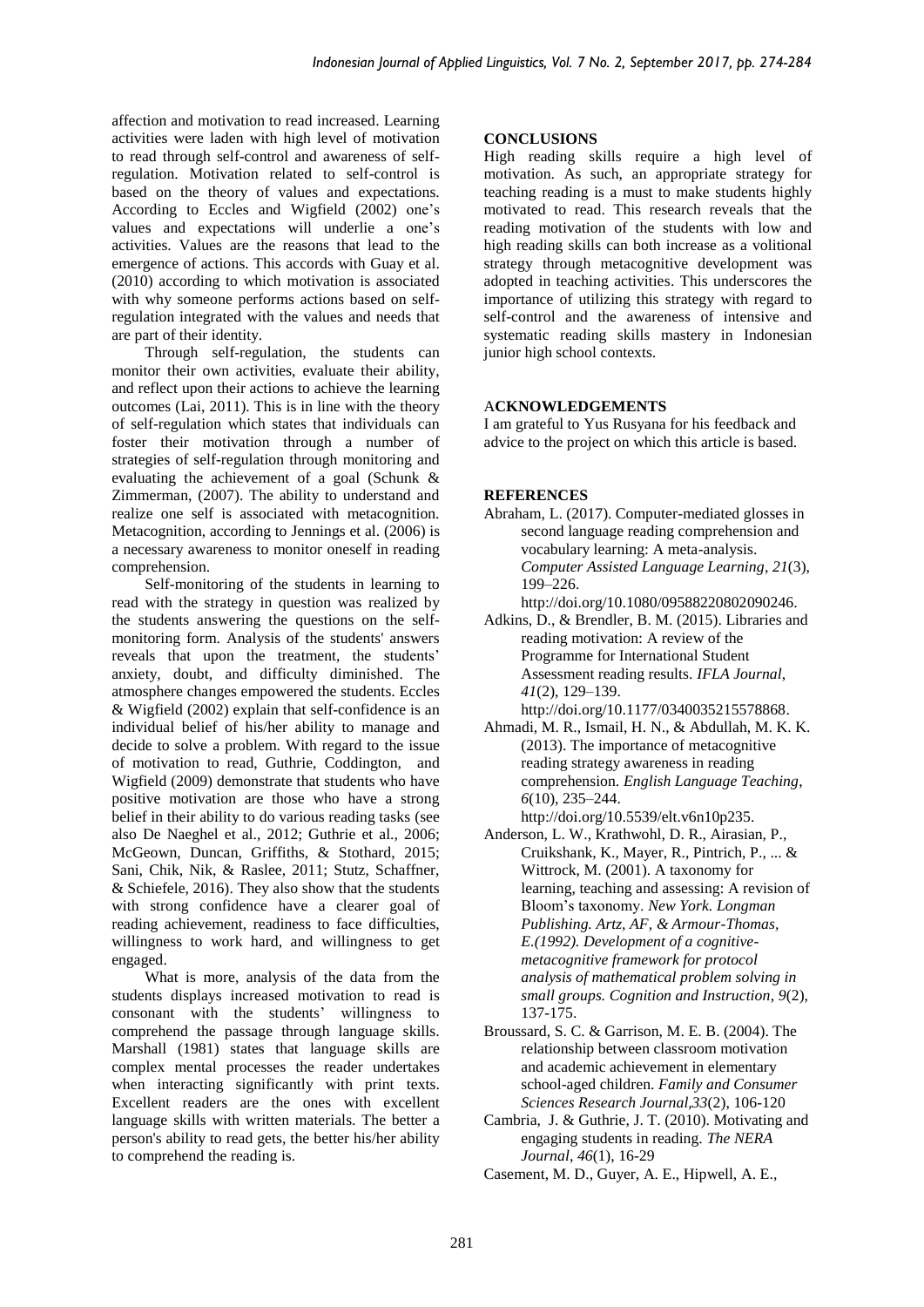affection and motivation to read increased. Learning activities were laden with high level of motivation to read through self-control and awareness of self-regulation. Motivation related to self-control is based on the theory of values and expectations. According to Eccles and Wigfield (2002) one's values and expectations will underlie a one's activities. Values are the reasons that lead to the emergence of actions. This accords with Guay et al. (2010) according to which motivation is associated with why someone performs actions based on self-regulation integrated with the values and needs that are part of their identity.

Through self-regulation, the students can monitor their own activities, evaluate their ability, and reflect upon their actions to achieve the learning outcomes (Lai, 2011). This is in line with the theory of self-regulation which states that individuals can foster their motivation through a number of strategies of self-regulation through monitoring and evaluating the achievement of a goal (Schunk & Zimmerman, (2007). The ability to understand and realize one self is associated with metacognition. Metacognition, according to Jennings et al. (2006) is a necessary awareness to monitor oneself in reading comprehension.

Self-monitoring of the students in learning to read with the strategy in question was realized by the students answering the questions on the self-monitoring form. Analysis of the students' answers reveals that upon the treatment, the students' anxiety, doubt, and difficulty diminished. The atmosphere changes empowered the students. Eccles & Wigfield (2002) explain that self-confidence is an individual belief of his/her ability to manage and decide to solve a problem. With regard to the issue of motivation to read, Guthrie, Coddington, and Wigfield (2009) demonstrate that students who have positive motivation are those who have a strong belief in their ability to do various reading tasks (see also De Naeghel et al., 2012; Guthrie et al., 2006; McGeown, Duncan, Griffiths, & Stothard, 2015; Sani, Chik, Nik, & Raslee, 2011; Stutz, Schaffner, & Schiefele, 2016). They also show that the students with strong confidence have a clearer goal of reading achievement, readiness to face difficulties, willingness to work hard, and willingness to get engaged.

What is more, analysis of the data from the students displays increased motivation to read is consonant with the students' willingness to comprehend the passage through language skills. Marshall (1981) states that language skills are complex mental processes the reader undertakes when interacting significantly with print texts. Excellent readers are the ones with excellent language skills with written materials. The better a person's ability to read gets, the better his/her ability to comprehend the reading is.

## CONCLUSIONS

High reading skills require a high level of motivation. As such, an appropriate strategy for teaching reading is a must to make students highly motivated to read. This research reveals that the reading motivation of the students with low and high reading skills can both increase as a volitional strategy through metacognitive development was adopted in teaching activities. This underscores the importance of utilizing this strategy with regard to self-control and the awareness of intensive and systematic reading skills mastery in Indonesian junior high school contexts.

## ACKNOWLEDGEMENTS

I am grateful to Yus Rusyana for his feedback and advice to the project on which this article is based.

## REFERENCES

Abraham, L. (2017). Computer-mediated glosses in second language reading comprehension and vocabulary learning: A meta-analysis. *Computer Assisted Language Learning*, *21*(3), 199–226. http://doi.org/10.1080/09588220802090246.

Adkins, D., & Brendler, B. M. (2015). Libraries and reading motivation: A review of the Programme for International Student Assessment reading results. *IFLA Journal*, *41*(2), 129–139. http://doi.org/10.1177/0340035215578868.

Ahmadi, M. R., Ismail, H. N., & Abdullah, M. K. K. (2013). The importance of metacognitive reading strategy awareness in reading comprehension. *English Language Teaching*, *6*(10), 235–244. http://doi.org/10.5539/elt.v6n10p235.

Anderson, L. W., Krathwohl, D. R., Airasian, P., Cruikshank, K., Mayer, R., Pintrich, P., ... & Wittrock, M. (2001). A taxonomy for learning, teaching and assessing: A revision of Bloom's taxonomy. *New York. Longman Publishing. Artz, AF, & Armour-Thomas, E.(1992). Development of a cognitive-metacognitive framework for protocol analysis of mathematical problem solving in small groups. Cognition and Instruction*, *9*(2), 137-175.

Broussard, S. C. & Garrison, M. E. B. (2004). The relationship between classroom motivation and academic achievement in elementary school-aged children. *Family and Consumer Sciences Research Journal*,*33*(2), 106-120

Cambria, J. & Guthrie, J. T. (2010). Motivating and engaging students in reading. *The NERA Journal*, *46*(1), 16-29

Casement, M. D., Guyer, A. E., Hipwell, A. E.,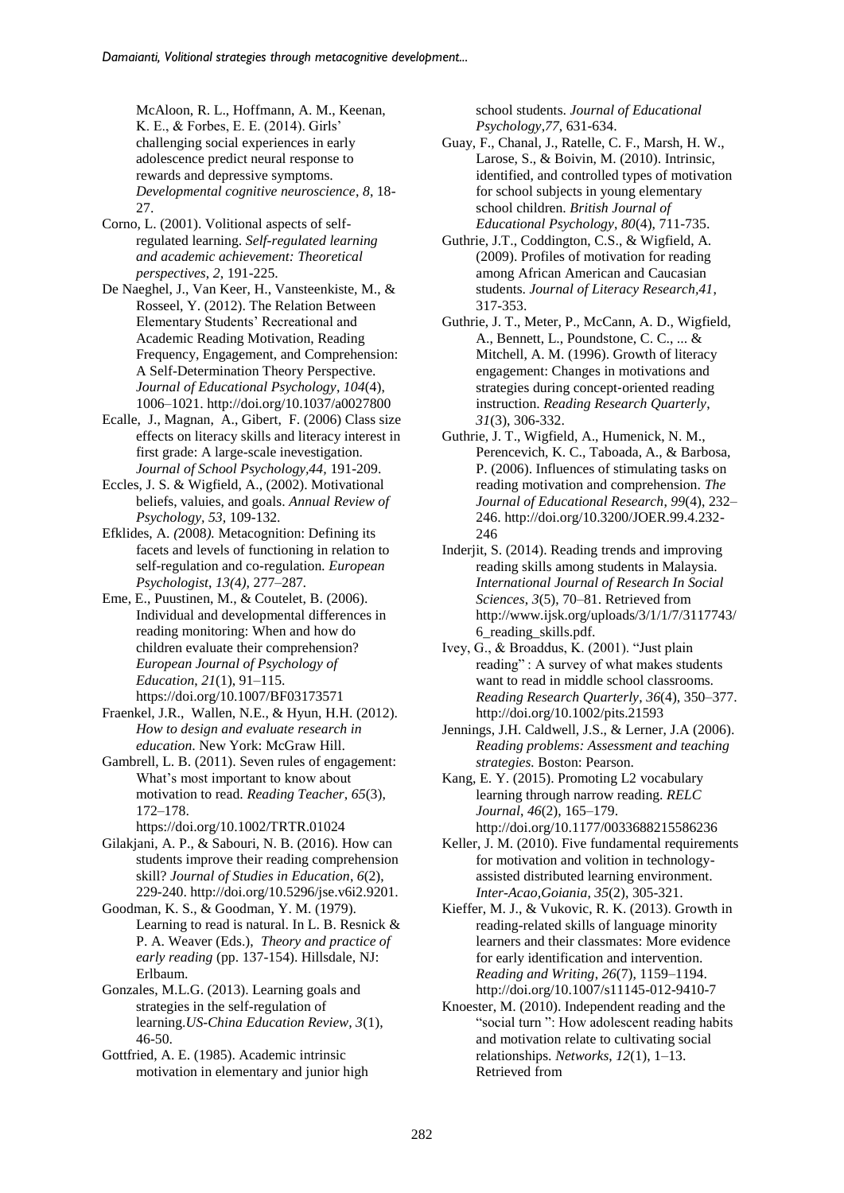McAloon, R. L., Hoffmann, A. M., Keenan, K. E., & Forbes, E. E. (2014). Girls' challenging social experiences in early adolescence predict neural response to rewards and depressive symptoms. *Developmental cognitive neuroscience*, *8*, 18-27.

Corno, L. (2001). Volitional aspects of self-regulated learning. *Self-regulated learning and academic achievement: Theoretical perspectives*, *2*, 191-225.

De Naeghel, J., Van Keer, H., Vansteenkiste, M., & Rosseel, Y. (2012). The Relation Between Elementary Students' Recreational and Academic Reading Motivation, Reading Frequency, Engagement, and Comprehension: A Self-Determination Theory Perspective. *Journal of Educational Psychology*, *104*(4), 1006–1021. http://doi.org/10.1037/a0027800

Ecalle, J., Magnan, A., Gibert, F. (2006) Class size effects on literacy skills and literacy interest in first grade: A large-scale inevestigation. *Journal of School Psychology,44,* 191-209.

Eccles, J. S. & Wigfield, A., (2002). Motivational beliefs, valuies, and goals. *Annual Review of Psychology*, *53,* 109-132.

Efklides, A. *(*2008*).* Metacognition: Defining its facets and levels of functioning in relation to self-regulation and co-regulation*. European Psychologist*, *13(*4*),* 277–287.

Eme, E., Puustinen, M., & Coutelet, B. (2006). Individual and developmental differences in reading monitoring: When and how do children evaluate their comprehension? *European Journal of Psychology of Education*, *21*(1), 91–115. https://doi.org/10.1007/BF03173571

Fraenkel, J.R., Wallen, N.E., & Hyun, H.H. (2012). *How to design and evaluate research in education*. New York: McGraw Hill.

Gambrell, L. B. (2011). Seven rules of engagement: What's most important to know about motivation to read. *Reading Teacher*, *65*(3), 172–178. https://doi.org/10.1002/TRTR.01024

Gilakjani, A. P., & Sabouri, N. B. (2016). How can students improve their reading comprehension skill? *Journal of Studies in Education*, *6*(2), 229-240. http://doi.org/10.5296/jse.v6i2.9201.

Goodman, K. S., & Goodman, Y. M. (1979). Learning to read is natural. In L. B. Resnick & P. A. Weaver (Eds.), *Theory and practice of early reading* (pp. 137-154). Hillsdale, NJ: Erlbaum.

Gonzales, M.L.G. (2013). Learning goals and strategies in the self-regulation of learning.*US-China Education Review, 3*(1), 46-50.

Gottfried, A. E. (1985). Academic intrinsic motivation in elementary and junior high school students. *Journal of Educational Psychology,77*, 631-634.

Guay, F., Chanal, J., Ratelle, C. F., Marsh, H. W., Larose, S., & Boivin, M. (2010). Intrinsic, identified, and controlled types of motivation for school subjects in young elementary school children. *British Journal of Educational Psychology*, *80*(4), 711-735.

Guthrie, J.T., Coddington, C.S., & Wigfield, A. (2009). Profiles of motivation for reading among African American and Caucasian students. *Journal of Literacy Research,41*, 317-353.

Guthrie, J. T., Meter, P., McCann, A. D., Wigfield, A., Bennett, L., Poundstone, C. C., ... & Mitchell, A. M. (1996). Growth of literacy engagement: Changes in motivations and strategies during concept-oriented reading instruction. *Reading Research Quarterly*, *31*(3), 306-332.

Guthrie, J. T., Wigfield, A., Humenick, N. M., Perencevich, K. C., Taboada, A., & Barbosa, P. (2006). Influences of stimulating tasks on reading motivation and comprehension. *The Journal of Educational Research*, *99*(4), 232–246. http://doi.org/10.3200/JOER.99.4.232-246

Inderjit, S. (2014). Reading trends and improving reading skills among students in Malaysia. *International Journal of Research In Social Sciences*, *3*(5), 70–81. Retrieved from http://www.ijsk.org/uploads/3/1/1/7/3117743/6_reading_skills.pdf.

Ivey, G., & Broaddus, K. (2001). "Just plain reading" : A survey of what makes students want to read in middle school classrooms. *Reading Research Quarterly*, *36*(4), 350–377. http://doi.org/10.1002/pits.21593

Jennings, J.H. Caldwell, J.S., & Lerner, J.A (2006). *Reading problems: Assessment and teaching strategies*. Boston: Pearson.

Kang, E. Y. (2015). Promoting L2 vocabulary learning through narrow reading. *RELC Journal*, *46*(2), 165–179. http://doi.org/10.1177/0033688215586236

Keller, J. M. (2010). Five fundamental requirements for motivation and volition in technology-assisted distributed learning environment. *Inter-Acao,Goiania*, *35*(2), 305-321.

Kieffer, M. J., & Vukovic, R. K. (2013). Growth in reading-related skills of language minority learners and their classmates: More evidence for early identification and intervention. *Reading and Writing*, *26*(7), 1159–1194. http://doi.org/10.1007/s11145-012-9410-7

Knoester, M. (2010). Independent reading and the "social turn ": How adolescent reading habits and motivation relate to cultivating social relationships. *Networks*, *12*(1), 1–13. Retrieved from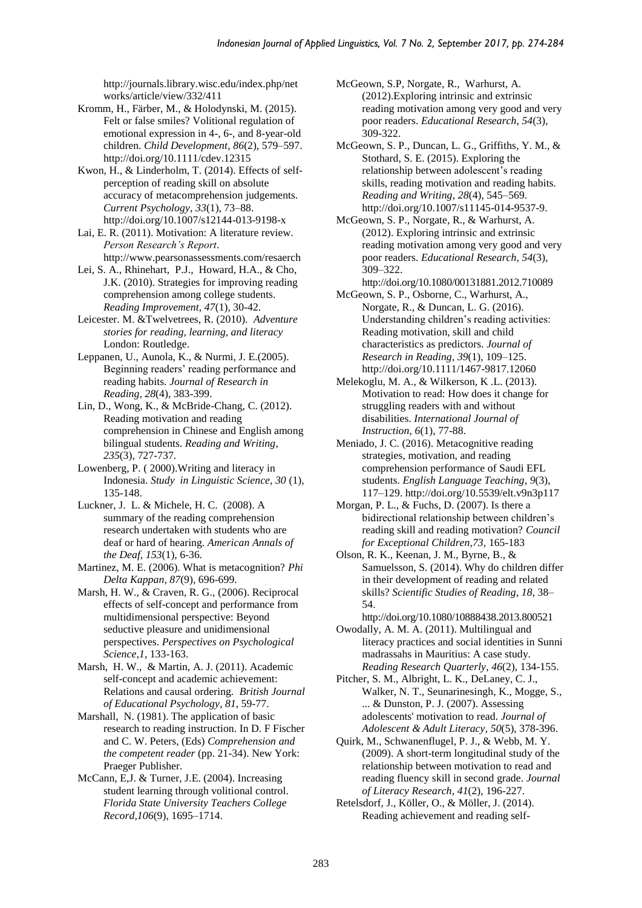http://journals.library.wisc.edu/index.php/networks/article/view/332/411

Kromm, H., Färber, M., & Holodynski, M. (2015). Felt or false smiles? Volitional regulation of emotional expression in 4-, 6-, and 8-year-old children. *Child Development*, *86*(2), 579–597. http://doi.org/10.1111/cdev.12315

Kwon, H., & Linderholm, T. (2014). Effects of self-perception of reading skill on absolute accuracy of metacomprehension judgements. *Current Psychology*, *33*(1), 73–88. http://doi.org/10.1007/s12144-013-9198-x

Lai, E. R. (2011). Motivation: A literature review. *Person Research's Report*. http://www.pearsonassessments.com/resaerch

Lei, S. A., Rhinehart, P.J., Howard, H.A., & Cho, J.K. (2010). Strategies for improving reading comprehension among college students. *Reading Improvement, 47*(1), 30-42.

Leicester. M. &Twelvetrees, R. (2010). *Adventure stories for reading, learning, and literacy* London: Routledge.

Leppanen, U., Aunola, K., & Nurmi, J. E.(2005). Beginning readers' reading performance and reading habits. *Journal of Research in Reading, 28*(4), 383-399.

Lin, D., Wong, K., & McBride-Chang, C. (2012). Reading motivation and reading comprehension in Chinese and English among bilingual students. *Reading and Writing, 235*(3), 727-737.

Lowenberg, P. ( 2000).Writing and literacy in Indonesia. *Study in Linguistic Science, 30* (1), 135-148.

Luckner, J. L. & Michele, H. C. (2008). A summary of the reading comprehension research undertaken with students who are deaf or hard of hearing. *American Annals of the Deaf, 153*(1), 6-36.

Martinez, M. E. (2006). What is metacognition? *Phi Delta Kappan, 87*(9), 696-699.

Marsh, H. W., & Craven, R. G., (2006). Reciprocal effects of self-concept and performance from multidimensional perspective: Beyond seductive pleasure and unidimensional perspectives. *Perspectives on Psychological Science,1*, 133-163.

Marsh, H. W., & Martin, A. J. (2011). Academic self-concept and academic achievement: Relations and causal ordering. *British Journal of Educational Psychology*, *81*, 59-77.

Marshall, N. (1981). The application of basic research to reading instruction. In D. F Fischer and C. W. Peters, (Eds) *Comprehension and the competent reader* (pp. 21-34). New York: Praeger Publisher.

McCann, E,J. & Turner, J.E. (2004). Increasing student learning through volitional control. *Florida State University Teachers College Record,106*(9), 1695–1714.

McGeown, S.P, Norgate, R., Warhurst, A. (2012).Exploring intrinsic and extrinsic reading motivation among very good and very poor readers. *Educational Research, 54*(3), 309-322.

McGeown, S. P., Duncan, L. G., Griffiths, Y. M., & Stothard, S. E. (2015). Exploring the relationship between adolescent's reading skills, reading motivation and reading habits. *Reading and Writing*, *28*(4), 545–569. http://doi.org/10.1007/s11145-014-9537-9.

McGeown, S. P., Norgate, R., & Warhurst, A. (2012). Exploring intrinsic and extrinsic reading motivation among very good and very poor readers. *Educational Research*, *54*(3), 309–322. http://doi.org/10.1080/00131881.2012.710089

McGeown, S. P., Osborne, C., Warhurst, A., Norgate, R., & Duncan, L. G. (2016). Understanding children's reading activities: Reading motivation, skill and child characteristics as predictors. *Journal of Research in Reading*, *39*(1), 109–125. http://doi.org/10.1111/1467-9817.12060

Melekoglu, M. A., & Wilkerson, K .L. (2013). Motivation to read: How does it change for struggling readers with and without disabilities. *International Journal of Instruction*, *6*(1), 77-88.

Meniado, J. C. (2016). Metacognitive reading strategies, motivation, and reading comprehension performance of Saudi EFL students. *English Language Teaching*, *9*(3), 117–129. http://doi.org/10.5539/elt.v9n3p117

Morgan, P. L., & Fuchs, D. (2007). Is there a bidirectional relationship between children's reading skill and reading motivation? *Council for Exceptional Children,73,* 165-183

Olson, R. K., Keenan, J. M., Byrne, B., & Samuelsson, S. (2014). Why do children differ in their development of reading and related skills? *Scientific Studies of Reading*, *18*, 38–54. http://doi.org/10.1080/10888438.2013.800521

Owodally, A. M. A. (2011). Multilingual and literacy practices and social identities in Sunni madrassahs in Mauritius: A case study. *Reading Research Quarterly*, *46*(2), 134-155.

Pitcher, S. M., Albright, L. K., DeLaney, C. J., Walker, N. T., Seunarinesingh, K., Mogge, S., ... & Dunston, P. J. (2007). Assessing adolescents' motivation to read. *Journal of Adolescent & Adult Literacy*, *50*(5), 378-396.

Quirk, M., Schwanenflugel, P. J., & Webb, M. Y. (2009). A short-term longitudinal study of the relationship between motivation to read and reading fluency skill in second grade. *Journal of Literacy Research*, *41*(2), 196-227.

Retelsdorf, J., Köller, O., & Möller, J. (2014). Reading achievement and reading self-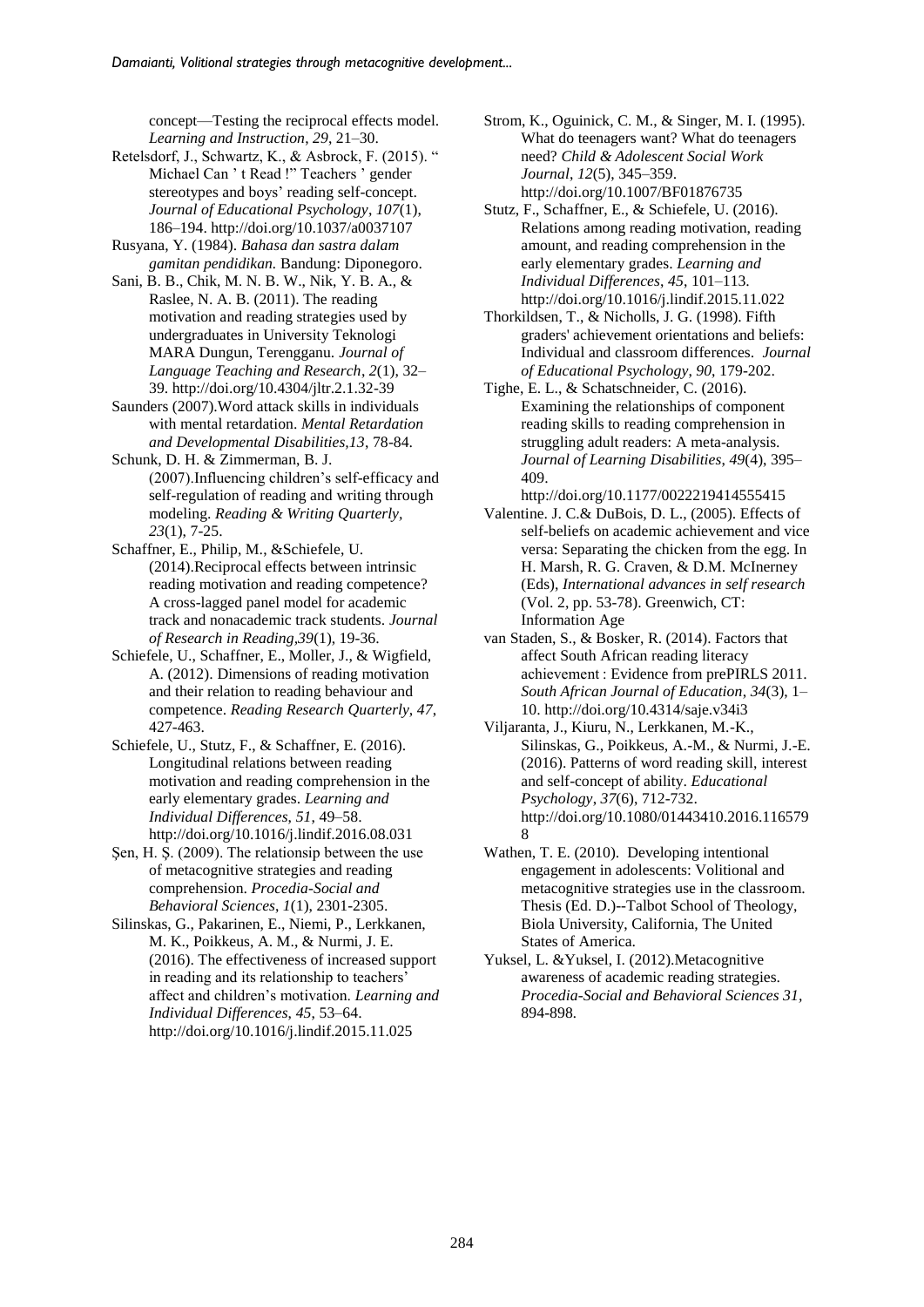concept—Testing the reciprocal effects model. *Learning and Instruction*, *29*, 21–30.

Retelsdorf, J., Schwartz, K., & Asbrock, F. (2015). " Michael Can ' t Read !" Teachers ' gender stereotypes and boys' reading self-concept. *Journal of Educational Psychology*, *107*(1), 186–194. http://doi.org/10.1037/a0037107

Rusyana, Y. (1984). *Bahasa dan sastra dalam gamitan pendidikan.* Bandung: Diponegoro.

Sani, B. B., Chik, M. N. B. W., Nik, Y. B. A., & Raslee, N. A. B. (2011). The reading motivation and reading strategies used by undergraduates in University Teknologi MARA Dungun, Terengganu. *Journal of Language Teaching and Research*, *2*(1), 32–39. http://doi.org/10.4304/jltr.2.1.32-39

Saunders (2007).Word attack skills in individuals with mental retardation. *Mental Retardation and Developmental Disabilities,13*, 78-84.

Schunk, D. H. & Zimmerman, B. J. (2007).Influencing children's self-efficacy and self-regulation of reading and writing through modeling. *Reading & Writing Quarterly*, *23*(1), 7-25.

Schaffner, E., Philip, M., &Schiefele, U. (2014).Reciprocal effects between intrinsic reading motivation and reading competence? A cross-lagged panel model for academic track and nonacademic track students. *Journal of Research in Reading*,*39*(1), 19-36.

Schiefele, U., Schaffner, E., Moller, J., & Wigfield, A. (2012). Dimensions of reading motivation and their relation to reading behaviour and competence. *Reading Research Quarterly*, *47*, 427-463.

Schiefele, U., Stutz, F., & Schaffner, E. (2016). Longitudinal relations between reading motivation and reading comprehension in the early elementary grades. *Learning and Individual Differences*, *51*, 49–58. http://doi.org/10.1016/j.lindif.2016.08.031

Şen, H. Ş. (2009). The relationsip between the use of metacognitive strategies and reading comprehension. *Procedia-Social and Behavioral Sciences*, *1*(1), 2301-2305.

Silinskas, G., Pakarinen, E., Niemi, P., Lerkkanen, M. K., Poikkeus, A. M., & Nurmi, J. E. (2016). The effectiveness of increased support in reading and its relationship to teachers' affect and children's motivation. *Learning and Individual Differences*, *45*, 53–64. http://doi.org/10.1016/j.lindif.2015.11.025

Strom, K., Oguinick, C. M., & Singer, M. I. (1995). What do teenagers want? What do teenagers need? *Child & Adolescent Social Work Journal*, *12*(5), 345–359. http://doi.org/10.1007/BF01876735

Stutz, F., Schaffner, E., & Schiefele, U. (2016). Relations among reading motivation, reading amount, and reading comprehension in the early elementary grades. *Learning and Individual Differences*, *45*, 101–113. http://doi.org/10.1016/j.lindif.2015.11.022

Thorkildsen, T., & Nicholls, J. G. (1998). Fifth graders' achievement orientations and beliefs: Individual and classroom differences. *Journal of Educational Psychology*, *90*, 179-202.

Tighe, E. L., & Schatschneider, C. (2016). Examining the relationships of component reading skills to reading comprehension in struggling adult readers: A meta-analysis. *Journal of Learning Disabilities*, *49*(4), 395–409. http://doi.org/10.1177/0022219414555415

Valentine. J. C.& DuBois, D. L., (2005). Effects of self-beliefs on academic achievement and vice versa: Separating the chicken from the egg. In H. Marsh, R. G. Craven, & D.M. McInerney (Eds), *International advances in self research* (Vol. 2, pp. 53-78). Greenwich, CT: Information Age

van Staden, S., & Bosker, R. (2014). Factors that affect South African reading literacy achievement : Evidence from prePIRLS 2011. *South African Journal of Education*, *34*(3), 1–10. http://doi.org/10.4314/saje.v34i3

Viljaranta, J., Kiuru, N., Lerkkanen, M.-K., Silinskas, G., Poikkeus, A.-M., & Nurmi, J.-E. (2016). Patterns of word reading skill, interest and self-concept of ability. *Educational Psychology*, *37*(6), 712-732. http://doi.org/10.1080/01443410.2016.1165798

Wathen, T. E. (2010). Developing intentional engagement in adolescents: Volitional and metacognitive strategies use in the classroom. Thesis (Ed. D.)--Talbot School of Theology, Biola University, California, The United States of America.

Yuksel, L. &Yuksel, I. (2012).Metacognitive awareness of academic reading strategies. *Procedia-Social and Behavioral Sciences 31*, 894-898.